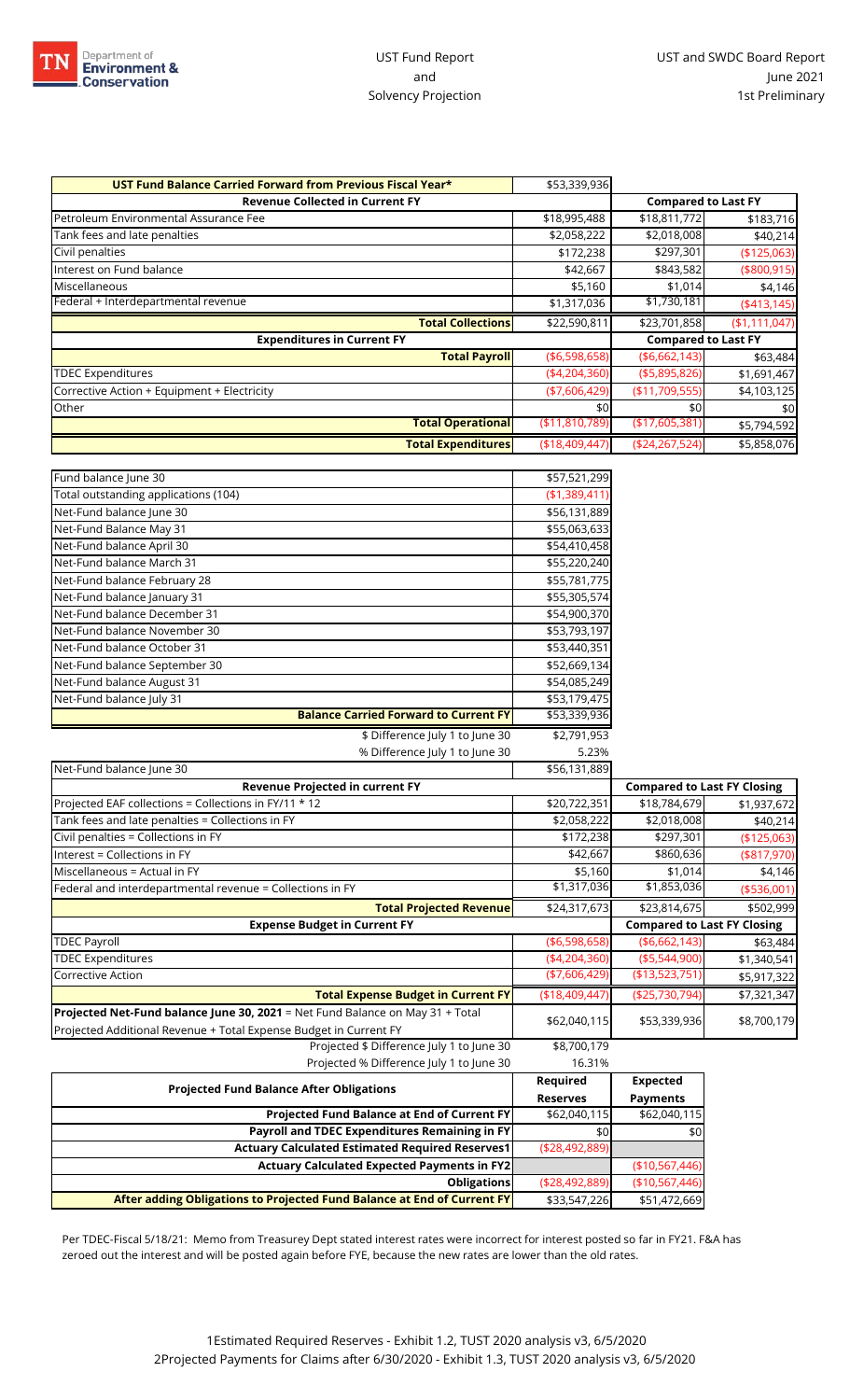TN Department of Environment & Conservation

UST Fund Report and Solvency Projection

UST and SWDC Board Report
June 2021
1st Preliminary

| UST Fund Balance Carried Forward from Previous Fiscal Year* | $53,339,936 | | |
|---|---|---|---|
| **Revenue Collected in Current FY** | | **Compared to Last FY** | |
| Petroleum Environmental Assurance Fee | $18,995,488 | $18,811,772 | $183,716 |
| Tank fees and late penalties | $2,058,222 | $2,018,008 | $40,214 |
| Civil penalties | $172,238 | $297,301 | ($125,063) |
| Interest on Fund balance | $42,667 | $843,582 | ($800,915) |
| Miscellaneous | $5,160 | $1,014 | $4,146 |
| Federal + Interdepartmental revenue | $1,317,036 | $1,730,181 | ($413,145) |
| **Total Collections** | $22,590,811 | $23,701,858 | ($1,111,047) |
| **Expenditures in Current FY** | | **Compared to Last FY** | |
| **Total Payroll** | ($6,598,658) | ($6,662,143) | $63,484 |
| TDEC Expenditures | ($4,204,360) | ($5,895,826) | $1,691,467 |
| Corrective Action + Equipment + Electricity | ($7,606,429) | ($11,709,555) | $4,103,125 |
| Other | $0 | $0 | $0 |
| **Total Operational** | ($11,810,789) | ($17,605,381) | $5,794,592 |
| **Total Expenditures** | ($18,409,447) | ($24,267,524) | $5,858,076 |

| | |
|---|---|
| Fund balance June 30 | $57,521,299 |
| Total outstanding applications (104) | ($1,389,411) |
| Net-Fund balance June 30 | $56,131,889 |
| Net-Fund Balance May 31 | $55,063,633 |
| Net-Fund balance April 30 | $54,410,458 |
| Net-Fund balance March 31 | $55,220,240 |
| Net-Fund balance February 28 | $55,781,775 |
| Net-Fund balance January 31 | $55,305,574 |
| Net-Fund balance December 31 | $54,900,370 |
| Net-Fund balance November 30 | $53,793,197 |
| Net-Fund balance October 31 | $53,440,351 |
| Net-Fund balance September 30 | $52,669,134 |
| Net-Fund balance August 31 | $54,085,249 |
| Net-Fund balance July 31 | $53,179,475 |
| **Balance Carried Forward to Current FY** | $53,339,936 |
| $ Difference July 1 to June 30 | $2,791,953 |
| % Difference July 1 to June 30 | 5.23% |

| Net-Fund balance June 30 | $56,131,889 | | |
|---|---|---|---|
| **Revenue Projected in current FY** | | **Compared to Last FY Closing** | |
| Projected EAF collections = Collections in FY/11 * 12 | $20,722,351 | $18,784,679 | $1,937,672 |
| Tank fees and late penalties = Collections in FY | $2,058,222 | $2,018,008 | $40,214 |
| Civil penalties = Collections in FY | $172,238 | $297,301 | ($125,063) |
| Interest = Collections in FY | $42,667 | $860,636 | ($817,970) |
| Miscellaneous = Actual in FY | $5,160 | $1,014 | $4,146 |
| Federal and interdepartmental revenue = Collections in FY | $1,317,036 | $1,853,036 | ($536,001) |
| **Total Projected Revenue** | $24,317,673 | $23,814,675 | $502,999 |
| **Expense Budget in Current FY** | | **Compared to Last FY Closing** | |
| TDEC Payroll | ($6,598,658) | ($6,662,143) | $63,484 |
| TDEC Expenditures | ($4,204,360) | ($5,544,900) | $1,340,541 |
| Corrective Action | ($7,606,429) | ($13,523,751) | $5,917,322 |
| **Total Expense Budget in Current FY** | ($18,409,447) | ($25,730,794) | $7,321,347 |
| **Projected Net-Fund balance June 30, 2021** = Net Fund Balance on May 31 + Total Projected Additional Revenue + Total Expense Budget in Current FY | $62,040,115 | $53,339,936 | $8,700,179 |
| Projected $ Difference July 1 to June 30 | $8,700,179 | | |
| Projected % Difference July 1 to June 30 | 16.31% | | |

| **Projected Fund Balance After Obligations** | **Required Reserves** | **Expected Payments** |
|---|---|---|
| **Projected Fund Balance at End of Current FY** | $62,040,115 | $62,040,115 |
| **Payroll and TDEC Expenditures Remaining in FY** | $0 | $0 |
| **Actuary Calculated Estimated Required Reserves1** | ($28,492,889) | |
| **Actuary Calculated Expected Payments in FY2** | | ($10,567,446) |
| **Obligations** | ($28,492,889) | ($10,567,446) |
| **After adding Obligations to Projected Fund Balance at End of Current FY** | $33,547,226 | $51,472,669 |

Per TDEC-Fiscal 5/18/21: Memo from Treasurey Dept stated interest rates were incorrect for interest posted so far in FY21. F&A has zeroed out the interest and will be posted again before FYE, because the new rates are lower than the old rates.

1Estimated Required Reserves - Exhibit 1.2, TUST 2020 analysis v3, 6/5/2020
2Projected Payments for Claims after 6/30/2020 - Exhibit 1.3, TUST 2020 analysis v3, 6/5/2020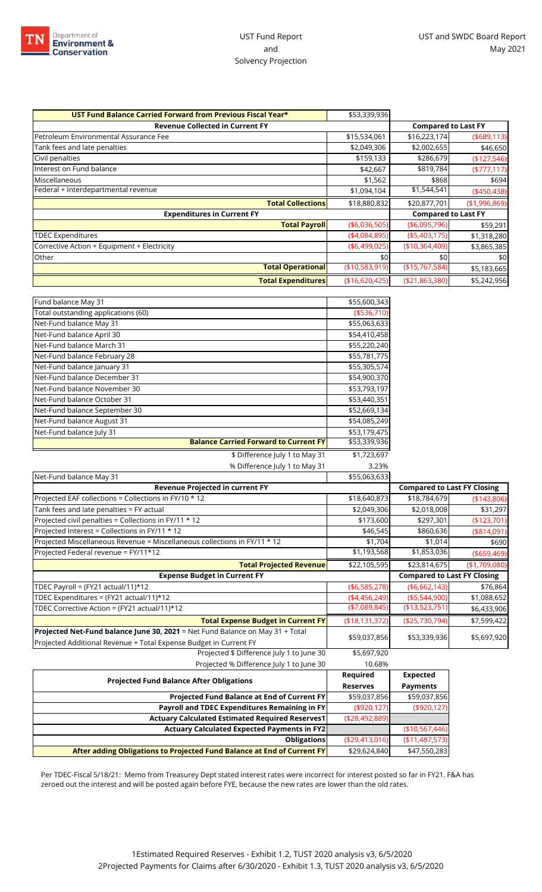UST Fund Report and Solvency Projection

UST and SWDC Board Report May 2021

| UST Fund Balance Carried Forward from Previous Fiscal Year* | $53,339,936 | | |
|---|---|---|---|
| **Revenue Collected in Current FY** | | **Compared to Last FY** | |
| Petroleum Environmental Assurance Fee | $15,534,061 | $16,223,174 | ($689,113) |
| Tank fees and late penalties | $2,049,306 | $2,002,655 | $46,650 |
| Civil penalties | $159,133 | $286,679 | ($127,546) |
| Interest on Fund balance | $42,667 | $819,784 | ($777,117) |
| Miscellaneous | $1,562 | $868 | $694 |
| Federal + Interdepartmental revenue | $1,094,104 | $1,544,541 | ($450,438) |
| **Total Collections** | $18,880,832 | $20,877,701 | ($1,996,869) |
| **Expenditures in Current FY** | | **Compared to Last FY** | |
| **Total Payroll** | ($6,036,505) | ($6,095,796) | $59,291 |
| TDEC Expenditures | ($4,084,895) | ($5,403,175) | $1,318,280 |
| Corrective Action + Equipment + Electricity | ($6,499,025) | ($10,364,409) | $3,865,385 |
| Other | $0 | $0 | $0 |
| **Total Operational** | ($10,583,919) | ($15,767,584) | $5,183,665 |
| **Total Expenditures** | ($16,620,425) | ($21,863,380) | $5,242,956 |

| | |
|---|---|
| Fund balance May 31 | $55,600,343 |
| Total outstanding applications (60) | ($536,710) |
| Net-Fund balance May 31 | $55,063,633 |
| Net-Fund balance April 30 | $54,410,458 |
| Net-Fund balance March 31 | $55,220,240 |
| Net-Fund balance February 28 | $55,781,775 |
| Net-Fund balance January 31 | $55,305,574 |
| Net-Fund balance December 31 | $54,900,370 |
| Net-Fund balance November 30 | $53,793,197 |
| Net-Fund balance October 31 | $53,440,351 |
| Net-Fund balance September 30 | $52,669,134 |
| Net-Fund balance August 31 | $54,085,249 |
| Net-Fund balance July 31 | $53,179,475 |
| **Balance Carried Forward to Current FY** | $53,339,936 |
| $ Difference July 1 to May 31 | $1,723,697 |
| % Difference July 1 to May 31 | 3.23% |

| Net-Fund balance May 31 | $55,063,633 | | |
|---|---|---|---|
| **Revenue Projected in current FY** | | **Compared to Last FY Closing** | |
| Projected EAF collections = Collections in FY/10 * 12 | $18,640,873 | $18,784,679 | ($143,806) |
| Tank fees and late penalties = FY actual | $2,049,306 | $2,018,008 | $31,297 |
| Projected civil penalties = Collections in FY/11 * 12 | $173,600 | $297,301 | ($123,701) |
| Projected Interest = Collections in FY/11 * 12 | $46,545 | $860,636 | ($814,091) |
| Projected Miscellaneous Revenue = Miscellaneous collections in FY/11 * 12 | $1,704 | $1,014 | $690 |
| Projected Federal revenue = FY/11*12 | $1,193,568 | $1,853,036 | ($659,469) |
| **Total Projected Revenue** | $22,105,595 | $23,814,675 | ($1,709,080) |
| **Expense Budget in Current FY** | | **Compared to Last FY Closing** | |
| TDEC Payroll = (FY21 actual/11)*12 | ($6,585,278) | ($6,662,143) | $76,864 |
| TDEC Expenditures = (FY21 actual/11)*12 | ($4,456,249) | ($5,544,900) | $1,088,652 |
| TDEC Corrective Action = (FY21 actual/11)*12 | ($7,089,845) | ($13,523,751) | $6,433,906 |
| **Total Expense Budget in Current FY** | ($18,131,372) | ($25,730,794) | $7,599,422 |
| **Projected Net-Fund balance June 30, 2021** = Net Fund Balance on May 31 + Total Projected Additional Revenue + Total Expense Budget in Current FY | $59,037,856 | $53,339,936 | $5,697,920 |
| Projected $ Difference July 1 to June 30 | $5,697,920 | | |
| Projected % Difference July 1 to June 30 | 10.68% | | |

| Projected Fund Balance After Obligations | Required Reserves | Expected Payments |
|---|---|---|
| **Projected Fund Balance at End of Current FY** | $59,037,856 | $59,037,856 |
| **Payroll and TDEC Expenditures Remaining in FY** | ($920,127) | ($920,127) |
| **Actuary Calculated Estimated Required Reserves1** | ($28,492,889) | |
| **Actuary Calculated Expected Payments in FY2** | | ($10,567,446) |
| **Obligations** | ($29,413,016) | ($11,487,573) |
| **After adding Obligations to Projected Fund Balance at End of Current FY** | $29,624,840 | $47,550,283 |

Per TDEC-Fiscal 5/18/21: Memo from Treasurey Dept stated interest rates were incorrect for interest posted so far in FY21. F&A has zeroed out the interest and will be posted again before FYE, because the new rates are lower than the old rates.

1Estimated Required Reserves - Exhibit 1.2, TUST 2020 analysis v3, 6/5/2020

2Projected Payments for Claims after 6/30/2020 - Exhibit 1.3, TUST 2020 analysis v3, 6/5/2020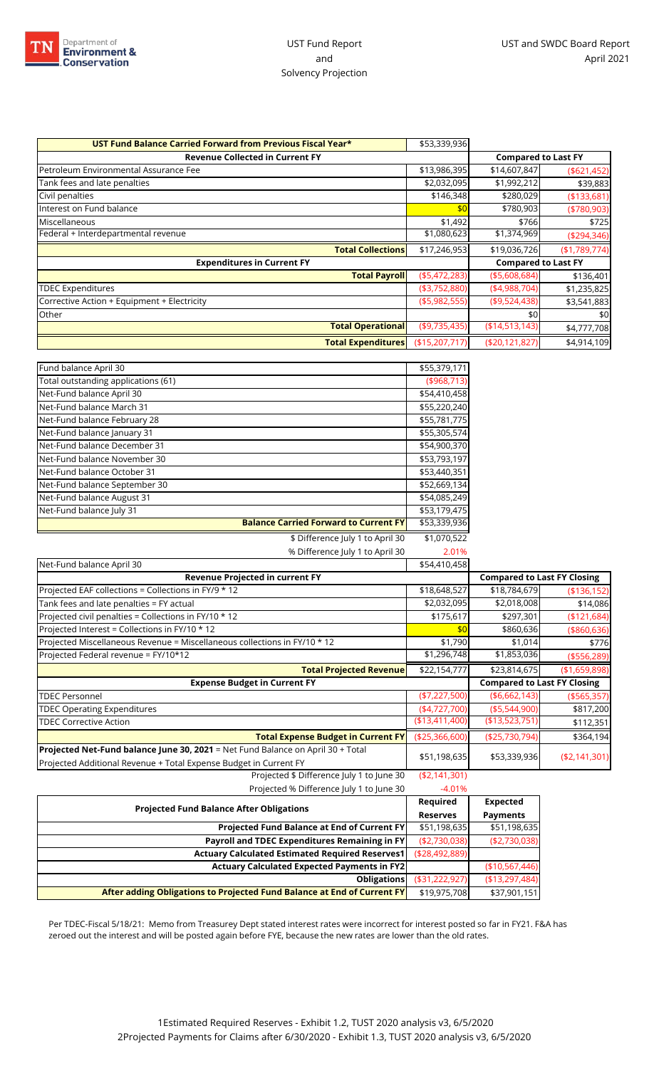# UST Fund Report and Solvency Projection

UST and SWDC Board Report
April 2021

| UST Fund Balance Carried Forward from Previous Fiscal Year* | $53,339,936 | | |
|---|---|---|---|
| **Revenue Collected in Current FY** | | **Compared to Last FY** | |
| Petroleum Environmental Assurance Fee | $13,986,395 | $14,607,847 | ($621,452) |
| Tank fees and late penalties | $2,032,095 | $1,992,212 | $39,883 |
| Civil penalties | $146,348 | $280,029 | ($133,681) |
| Interest on Fund balance | $0 | $780,903 | ($780,903) |
| Miscellaneous | $1,492 | $766 | $725 |
| Federal + Interdepartmental revenue | $1,080,623 | $1,374,969 | ($294,346) |
| **Total Collections** | $17,246,953 | $19,036,726 | ($1,789,774) |
| **Expenditures in Current FY** | | **Compared to Last FY** | |
| **Total Payroll** | ($5,472,283) | ($5,608,684) | $136,401 |
| TDEC Expenditures | ($3,752,880) | ($4,988,704) | $1,235,825 |
| Corrective Action + Equipment + Electricity | ($5,982,555) | ($9,524,438) | $3,541,883 |
| Other | | $0 | $0 |
| **Total Operational** | ($9,735,435) | ($14,513,143) | $4,777,708 |
| **Total Expenditures** | ($15,207,717) | ($20,121,827) | $4,914,109 |

| | |
|---|---|
| Fund balance April 30 | $55,379,171 |
| Total outstanding applications (61) | ($968,713) |
| Net-Fund balance April 30 | $54,410,458 |
| Net-Fund balance March 31 | $55,220,240 |
| Net-Fund balance February 28 | $55,781,775 |
| Net-Fund balance January 31 | $55,305,574 |
| Net-Fund balance December 31 | $54,900,370 |
| Net-Fund balance November 30 | $53,793,197 |
| Net-Fund balance October 31 | $53,440,351 |
| Net-Fund balance September 30 | $52,669,134 |
| Net-Fund balance August 31 | $54,085,249 |
| Net-Fund balance July 31 | $53,179,475 |
| **Balance Carried Forward to Current FY** | $53,339,936 |
| $ Difference July 1 to April 30 | $1,070,522 |
| % Difference July 1 to April 30 | 2.01% |

| Net-Fund balance April 30 | $54,410,458 | | |
|---|---|---|---|
| **Revenue Projected in current FY** | | **Compared to Last FY Closing** | |
| Projected EAF collections = Collections in FY/9 * 12 | $18,648,527 | $18,784,679 | ($136,152) |
| Tank fees and late penalties = FY actual | $2,032,095 | $2,018,008 | $14,086 |
| Projected civil penalties = Collections in FY/10 * 12 | $175,617 | $297,301 | ($121,684) |
| Projected Interest = Collections in FY/10 * 12 | $0 | $860,636 | ($860,636) |
| Projected Miscellaneous Revenue = Miscellaneous collections in FY/10 * 12 | $1,790 | $1,014 | $776 |
| Projected Federal revenue = FY/10*12 | $1,296,748 | $1,853,036 | ($556,289) |
| **Total Projected Revenue** | $22,154,777 | $23,814,675 | ($1,659,898) |
| **Expense Budget in Current FY** | | **Compared to Last FY Closing** | |
| TDEC Personnel | ($7,227,500) | ($6,662,143) | ($565,357) |
| TDEC Operating Expenditures | ($4,727,700) | ($5,544,900) | $817,200 |
| TDEC Corrective Action | ($13,411,400) | ($13,523,751) | $112,351 |
| **Total Expense Budget in Current FY** | ($25,366,600) | ($25,730,794) | $364,194 |
| **Projected Net-Fund balance June 30, 2021** = Net Fund Balance on April 30 + Total Projected Additional Revenue + Total Expense Budget in Current FY | $51,198,635 | $53,339,936 | ($2,141,301) |
| Projected $ Difference July 1 to June 30 | ($2,141,301) | | |
| Projected % Difference July 1 to June 30 | -4.01% | | |

| Projected Fund Balance After Obligations | Required Reserves | Expected Payments |
|---|---|---|
| **Projected Fund Balance at End of Current FY** | $51,198,635 | $51,198,635 |
| **Payroll and TDEC Expenditures Remaining in FY** | ($2,730,038) | ($2,730,038) |
| **Actuary Calculated Estimated Required Reserves1** | ($28,492,889) | |
| **Actuary Calculated Expected Payments in FY2** | | ($10,567,446) |
| **Obligations** | ($31,222,927) | ($13,297,484) |
| **After adding Obligations to Projected Fund Balance at End of Current FY** | $19,975,708 | $37,901,151 |

Per TDEC-Fiscal 5/18/21: Memo from Treasurey Dept stated interest rates were incorrect for interest posted so far in FY21. F&A has zeroed out the interest and will be posted again before FYE, because the new rates are lower than the old rates.

1Estimated Required Reserves - Exhibit 1.2, TUST 2020 analysis v3, 6/5/2020
2Projected Payments for Claims after 6/30/2020 - Exhibit 1.3, TUST 2020 analysis v3, 6/5/2020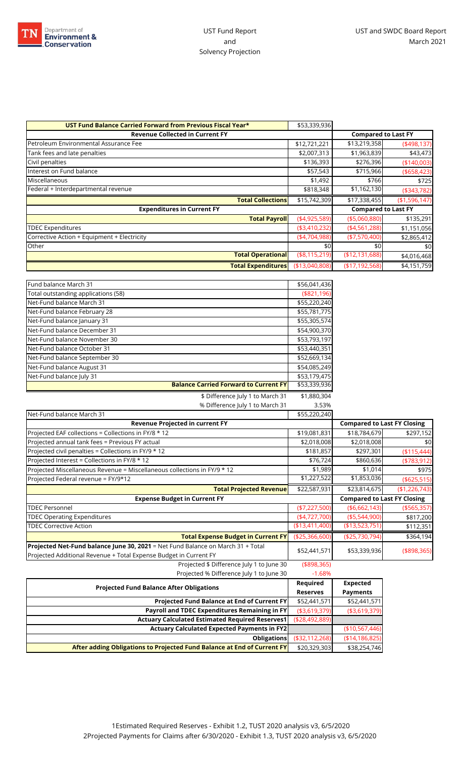UST Fund Report and Solvency Projection

UST and SWDC Board Report
March 2021

| UST Fund Balance Carried Forward from Previous Fiscal Year* | $53,339,936 | | |
|---|---|---|---|
| **Revenue Collected in Current FY** | | **Compared to Last FY** | |
| Petroleum Environmental Assurance Fee | $12,721,221 | $13,219,358 | ($498,137) |
| Tank fees and late penalties | $2,007,313 | $1,963,839 | $43,473 |
| Civil penalties | $136,393 | $276,396 | ($140,003) |
| Interest on Fund balance | $57,543 | $715,966 | ($658,423) |
| Miscellaneous | $1,492 | $766 | $725 |
| Federal + Interdepartmental revenue | $818,348 | $1,162,130 | ($343,782) |
| **Total Collections** | $15,742,309 | $17,338,455 | ($1,596,147) |
| **Expenditures in Current FY** | | **Compared to Last FY** | |
| **Total Payroll** | ($4,925,589) | ($5,060,880) | $135,291 |
| TDEC Expenditures | ($3,410,232) | ($4,561,288) | $1,151,056 |
| Corrective Action + Equipment + Electricity | ($4,704,988) | ($7,570,400) | $2,865,412 |
| Other | $0 | $0 | $0 |
| **Total Operational** | ($8,115,219) | ($12,131,688) | $4,016,468 |
| **Total Expenditures** | ($13,040,808) | ($17,192,568) | $4,151,759 |

| | |
|---|---|
| Fund balance March 31 | $56,041,436 |
| Total outstanding applications (58) | ($821,196) |
| Net-Fund balance March 31 | $55,220,240 |
| Net-Fund balance February 28 | $55,781,775 |
| Net-Fund balance January 31 | $55,305,574 |
| Net-Fund balance December 31 | $54,900,370 |
| Net-Fund balance November 30 | $53,793,197 |
| Net-Fund balance October 31 | $53,440,351 |
| Net-Fund balance September 30 | $52,669,134 |
| Net-Fund balance August 31 | $54,085,249 |
| Net-Fund balance July 31 | $53,179,475 |
| **Balance Carried Forward to Current FY** | $53,339,936 |
| $ Difference July 1 to March 31 | $1,880,304 |
| % Difference July 1 to March 31 | 3.53% |

| Net-Fund balance March 31 | $55,220,240 | | |
|---|---|---|---|
| **Revenue Projected in current FY** | | **Compared to Last FY Closing** | |
| Projected EAF collections = Collections in FY/8 * 12 | $19,081,831 | $18,784,679 | $297,152 |
| Projected annual tank fees = Previous FY actual | $2,018,008 | $2,018,008 | $0 |
| Projected civil penalties = Collections in FY/9 * 12 | $181,857 | $297,301 | ($115,444) |
| Projected Interest = Collections in FY/8 * 12 | $76,724 | $860,636 | ($783,912) |
| Projected Miscellaneous Revenue = Miscellaneous collections in FY/9 * 12 | $1,989 | $1,014 | $975 |
| Projected Federal revenue = FY/9*12 | $1,227,522 | $1,853,036 | ($625,515) |
| **Total Projected Revenue** | $22,587,931 | $23,814,675 | ($1,226,743) |
| **Expense Budget in Current FY** | | **Compared to Last FY Closing** | |
| TDEC Personnel | ($7,227,500) | ($6,662,143) | ($565,357) |
| TDEC Operating Expenditures | ($4,727,700) | ($5,544,900) | $817,200 |
| TDEC Corrective Action | ($13,411,400) | ($13,523,751) | $112,351 |
| **Total Expense Budget in Current FY** | ($25,366,600) | ($25,730,794) | $364,194 |
| **Projected Net-Fund balance June 30, 2021** = Net Fund Balance on March 31 + Total Projected Additional Revenue + Total Expense Budget in Current FY | $52,441,571 | $53,339,936 | ($898,365) |
| Projected $ Difference July 1 to June 30 | ($898,365) | | |
| Projected % Difference July 1 to June 30 | -1.68% | | |

| Projected Fund Balance After Obligations | Required Reserves | Expected Payments |
|---|---|---|
| **Projected Fund Balance at End of Current FY** | $52,441,571 | $52,441,571 |
| **Payroll and TDEC Expenditures Remaining in FY** | ($3,619,379) | ($3,619,379) |
| **Actuary Calculated Estimated Required Reserves1** | ($28,492,889) | |
| **Actuary Calculated Expected Payments in FY2** | | ($10,567,446) |
| **Obligations** | ($32,112,268) | ($14,186,825) |
| **After adding Obligations to Projected Fund Balance at End of Current FY** | $20,329,303 | $38,254,746 |

1Estimated Required Reserves - Exhibit 1.2, TUST 2020 analysis v3, 6/5/2020
2Projected Payments for Claims after 6/30/2020 - Exhibit 1.3, TUST 2020 analysis v3, 6/5/2020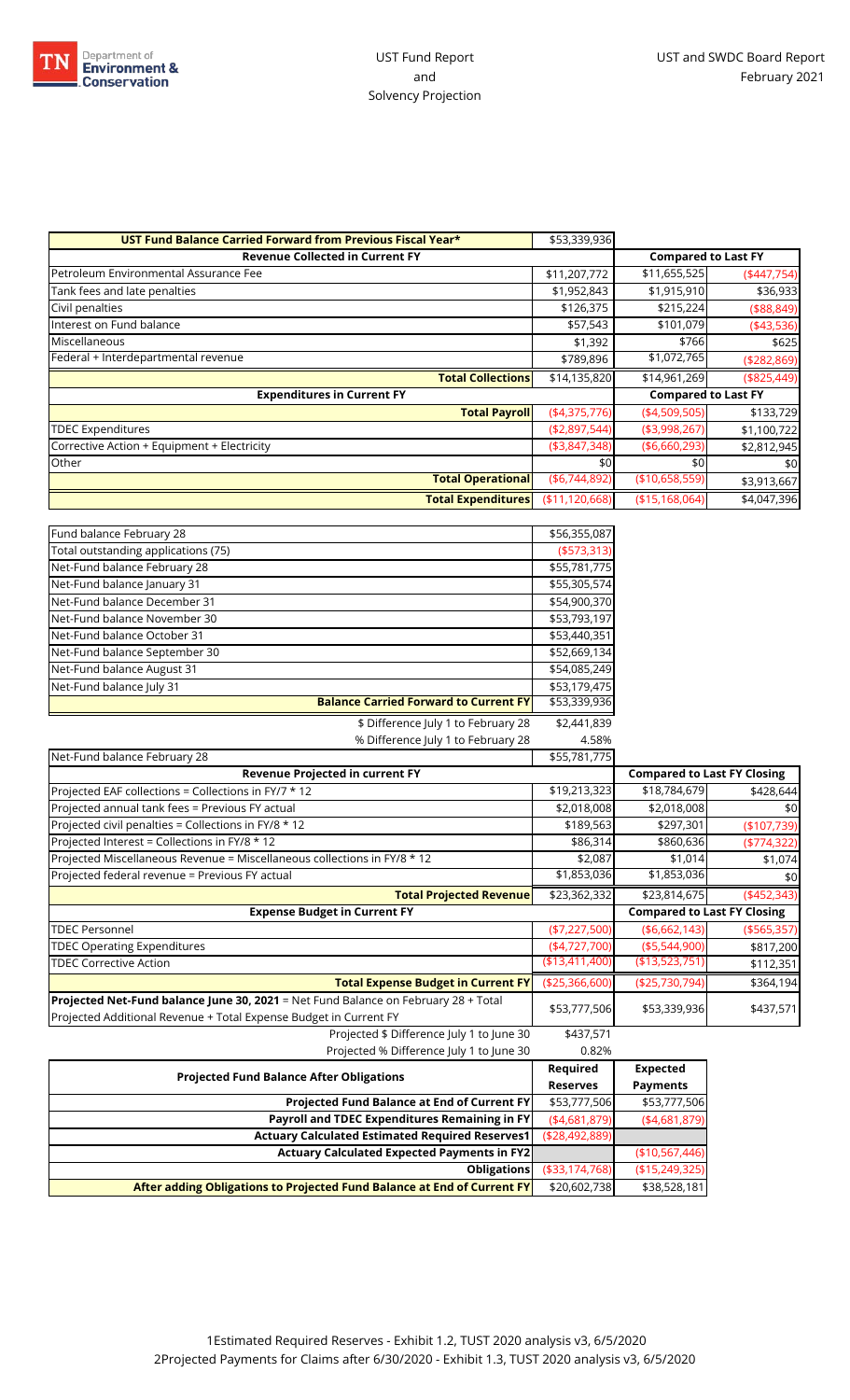UST Fund Report and Solvency Projection

UST and SWDC Board Report February 2021

| UST Fund Balance Carried Forward from Previous Fiscal Year* | $53,339,936 | | |
|---|---|---|---|
| **Revenue Collected in Current FY** | | **Compared to Last FY** | |
| Petroleum Environmental Assurance Fee | $11,207,772 | $11,655,525 | ($447,754) |
| Tank fees and late penalties | $1,952,843 | $1,915,910 | $36,933 |
| Civil penalties | $126,375 | $215,224 | ($88,849) |
| Interest on Fund balance | $57,543 | $101,079 | ($43,536) |
| Miscellaneous | $1,392 | $766 | $625 |
| Federal + Interdepartmental revenue | $789,896 | $1,072,765 | ($282,869) |
| **Total Collections** | $14,135,820 | $14,961,269 | ($825,449) |
| **Expenditures in Current FY** | | **Compared to Last FY** | |
| **Total Payroll** | ($4,375,776) | ($4,509,505) | $133,729 |
| TDEC Expenditures | ($2,897,544) | ($3,998,267) | $1,100,722 |
| Corrective Action + Equipment + Electricity | ($3,847,348) | ($6,660,293) | $2,812,945 |
| Other | $0 | $0 | $0 |
| **Total Operational** | ($6,744,892) | ($10,658,559) | $3,913,667 |
| **Total Expenditures** | ($11,120,668) | ($15,168,064) | $4,047,396 |

| | |
|---|---|
| Fund balance February 28 | $56,355,087 |
| Total outstanding applications (75) | ($573,313) |
| Net-Fund balance February 28 | $55,781,775 |
| Net-Fund balance January 31 | $55,305,574 |
| Net-Fund balance December 31 | $54,900,370 |
| Net-Fund balance November 30 | $53,793,197 |
| Net-Fund balance October 31 | $53,440,351 |
| Net-Fund balance September 30 | $52,669,134 |
| Net-Fund balance August 31 | $54,085,249 |
| Net-Fund balance July 31 | $53,179,475 |
| **Balance Carried Forward to Current FY** | $53,339,936 |
| $ Difference July 1 to February 28 | $2,441,839 |
| % Difference July 1 to February 28 | 4.58% |

| Net-Fund balance February 28 | $55,781,775 | | |
|---|---|---|---|
| **Revenue Projected in current FY** | | **Compared to Last FY Closing** | |
| Projected EAF collections = Collections in FY/7 * 12 | $19,213,323 | $18,784,679 | $428,644 |
| Projected annual tank fees = Previous FY actual | $2,018,008 | $2,018,008 | $0 |
| Projected civil penalties = Collections in FY/8 * 12 | $189,563 | $297,301 | ($107,739) |
| Projected Interest = Collections in FY/8 * 12 | $86,314 | $860,636 | ($774,322) |
| Projected Miscellaneous Revenue = Miscellaneous collections in FY/8 * 12 | $2,087 | $1,014 | $1,074 |
| Projected federal revenue = Previous FY actual | $1,853,036 | $1,853,036 | $0 |
| **Total Projected Revenue** | $23,362,332 | $23,814,675 | ($452,343) |
| **Expense Budget in Current FY** | | **Compared to Last FY Closing** | |
| TDEC Personnel | ($7,227,500) | ($6,662,143) | ($565,357) |
| TDEC Operating Expenditures | ($4,727,700) | ($5,544,900) | $817,200 |
| TDEC Corrective Action | ($13,411,400) | ($13,523,751) | $112,351 |
| **Total Expense Budget in Current FY** | ($25,366,600) | ($25,730,794) | $364,194 |
| **Projected Net-Fund balance June 30, 2021** = Net Fund Balance on February 28 + Total Projected Additional Revenue + Total Expense Budget in Current FY | $53,777,506 | $53,339,936 | $437,571 |
| Projected $ Difference July 1 to June 30 | $437,571 | | |
| Projected % Difference July 1 to June 30 | 0.82% | | |

| **Projected Fund Balance After Obligations** | **Required Reserves** | **Expected Payments** |
|---|---|---|
| **Projected Fund Balance at End of Current FY** | $53,777,506 | $53,777,506 |
| **Payroll and TDEC Expenditures Remaining in FY** | ($4,681,879) | ($4,681,879) |
| **Actuary Calculated Estimated Required Reserves[1]** | ($28,492,889) | |
| **Actuary Calculated Expected Payments in FY[2]** | | ($10,567,446) |
| **Obligations** | ($33,174,768) | ($15,249,325) |
| **After adding Obligations to Projected Fund Balance at End of Current FY** | $20,602,738 | $38,528,181 |

[1] Estimated Required Reserves - Exhibit 1.2, TUST 2020 analysis v3, 6/5/2020

[2] Projected Payments for Claims after 6/30/2020 - Exhibit 1.3, TUST 2020 analysis v3, 6/5/2020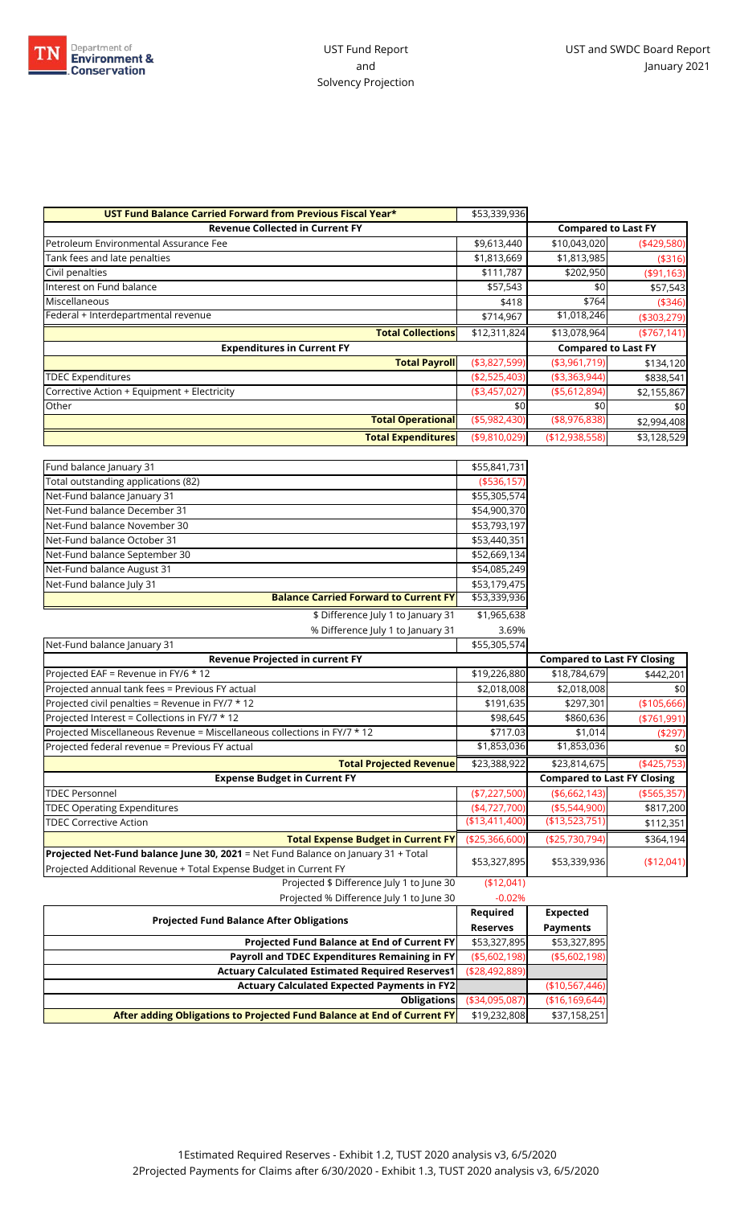# UST Fund Report and Solvency Projection

UST and SWDC Board Report
January 2021

| UST Fund Balance Carried Forward from Previous Fiscal Year* | $53,339,936 | | |
|---|---|---|---|
| **Revenue Collected in Current FY** | | **Compared to Last FY** | |
| Petroleum Environmental Assurance Fee | $9,613,440 | $10,043,020 | ($429,580) |
| Tank fees and late penalties | $1,813,669 | $1,813,985 | ($316) |
| Civil penalties | $111,787 | $202,950 | ($91,163) |
| Interest on Fund balance | $57,543 | $0 | $57,543 |
| Miscellaneous | $418 | $764 | ($346) |
| Federal + Interdepartmental revenue | $714,967 | $1,018,246 | ($303,279) |
| **Total Collections** | $12,311,824 | $13,078,964 | ($767,141) |
| **Expenditures in Current FY** | | **Compared to Last FY** | |
| **Total Payroll** | ($3,827,599) | ($3,961,719) | $134,120 |
| TDEC Expenditures | ($2,525,403) | ($3,363,944) | $838,541 |
| Corrective Action + Equipment + Electricity | ($3,457,027) | ($5,612,894) | $2,155,867 |
| Other | $0 | $0 | $0 |
| **Total Operational** | ($5,982,430) | ($8,976,838) | $2,994,408 |
| **Total Expenditures** | ($9,810,029) | ($12,938,558) | $3,128,529 |

| | |
|---|---|
| Fund balance January 31 | $55,841,731 |
| Total outstanding applications (82) | ($536,157) |
| Net-Fund balance January 31 | $55,305,574 |
| Net-Fund balance December 31 | $54,900,370 |
| Net-Fund balance November 30 | $53,793,197 |
| Net-Fund balance October 31 | $53,440,351 |
| Net-Fund balance September 30 | $52,669,134 |
| Net-Fund balance August 31 | $54,085,249 |
| Net-Fund balance July 31 | $53,179,475 |
| **Balance Carried Forward to Current FY** | $53,339,936 |
| $ Difference July 1 to January 31 | $1,965,638 |
| % Difference July 1 to January 31 | 3.69% |

| Net-Fund balance January 31 | $55,305,574 | | |
|---|---|---|---|
| **Revenue Projected in current FY** | | **Compared to Last FY Closing** | |
| Projected EAF = Revenue in FY/6 * 12 | $19,226,880 | $18,784,679 | $442,201 |
| Projected annual tank fees = Previous FY actual | $2,018,008 | $2,018,008 | $0 |
| Projected civil penalties = Revenue in FY/7 * 12 | $191,635 | $297,301 | ($105,666) |
| Projected Interest = Collections in FY/7 * 12 | $98,645 | $860,636 | ($761,991) |
| Projected Miscellaneous Revenue = Miscellaneous collections in FY/7 * 12 | $717.03 | $1,014 | ($297) |
| Projected federal revenue = Previous FY actual | $1,853,036 | $1,853,036 | $0 |
| **Total Projected Revenue** | $23,388,922 | $23,814,675 | ($425,753) |
| **Expense Budget in Current FY** | | **Compared to Last FY Closing** | |
| TDEC Personnel | ($7,227,500) | ($6,662,143) | ($565,357) |
| TDEC Operating Expenditures | ($4,727,700) | ($5,544,900) | $817,200 |
| TDEC Corrective Action | ($13,411,400) | ($13,523,751) | $112,351 |
| **Total Expense Budget in Current FY** | ($25,366,600) | ($25,730,794) | $364,194 |
| **Projected Net-Fund balance June 30, 2021** = Net Fund Balance on January 31 + Total Projected Additional Revenue + Total Expense Budget in Current FY | $53,327,895 | $53,339,936 | ($12,041) |
| Projected $ Difference July 1 to June 30 | ($12,041) | | |
| Projected % Difference July 1 to June 30 | -0.02% | | |

| Projected Fund Balance After Obligations | Required Reserves | Expected Payments |
|---|---|---|
| **Projected Fund Balance at End of Current FY** | $53,327,895 | $53,327,895 |
| **Payroll and TDEC Expenditures Remaining in FY** | ($5,602,198) | ($5,602,198) |
| **Actuary Calculated Estimated Required Reserves1** | ($28,492,889) | |
| **Actuary Calculated Expected Payments in FY2** | | ($10,567,446) |
| **Obligations** | ($34,095,087) | ($16,169,644) |
| **After adding Obligations to Projected Fund Balance at End of Current FY** | $19,232,808 | $37,158,251 |

1Estimated Required Reserves - Exhibit 1.2, TUST 2020 analysis v3, 6/5/2020
2Projected Payments for Claims after 6/30/2020 - Exhibit 1.3, TUST 2020 analysis v3, 6/5/2020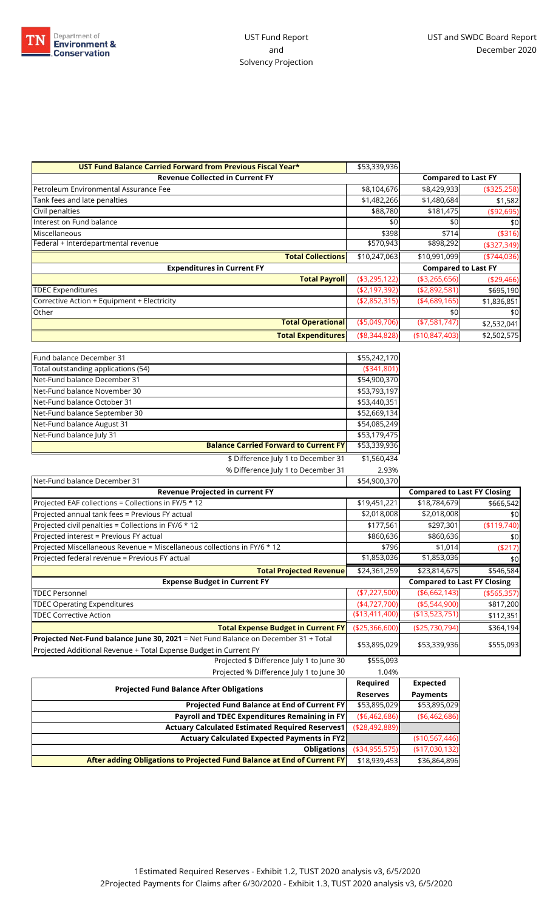UST Fund Report and Solvency Projection

UST and SWDC Board Report December 2020

| UST Fund Balance Carried Forward from Previous Fiscal Year* | $53,339,936 | | |
|---|---|---|---|
| **Revenue Collected in Current FY** | | **Compared to Last FY** | |
| Petroleum Environmental Assurance Fee | $8,104,676 | $8,429,933 | ($325,258) |
| Tank fees and late penalties | $1,482,266 | $1,480,684 | $1,582 |
| Civil penalties | $88,780 | $181,475 | ($92,695) |
| Interest on Fund balance | $0 | $0 | $0 |
| Miscellaneous | $398 | $714 | ($316) |
| Federal + Interdepartmental revenue | $570,943 | $898,292 | ($327,349) |
| **Total Collections** | $10,247,063 | $10,991,099 | ($744,036) |
| **Expenditures in Current FY** | | **Compared to Last FY** | |
| **Total Payroll** | ($3,295,122) | ($3,265,656) | ($29,466) |
| TDEC Expenditures | ($2,197,392) | ($2,892,581) | $695,190 |
| Corrective Action + Equipment + Electricity | ($2,852,315) | ($4,689,165) | $1,836,851 |
| Other | | $0 | $0 |
| **Total Operational** | ($5,049,706) | ($7,581,747) | $2,532,041 |
| **Total Expenditures** | ($8,344,828) | ($10,847,403) | $2,502,575 |

| | |
|---|---|
| Fund balance December 31 | $55,242,170 |
| Total outstanding applications (54) | ($341,801) |
| Net-Fund balance December 31 | $54,900,370 |
| Net-Fund balance November 30 | $53,793,197 |
| Net-Fund balance October 31 | $53,440,351 |
| Net-Fund balance September 30 | $52,669,134 |
| Net-Fund balance August 31 | $54,085,249 |
| Net-Fund balance July 31 | $53,179,475 |
| **Balance Carried Forward to Current FY** | $53,339,936 |
| $ Difference July 1 to December 31 | $1,560,434 |
| % Difference July 1 to December 31 | 2.93% |

| Net-Fund balance December 31 | $54,900,370 | | |
|---|---|---|---|
| **Revenue Projected in current FY** | | **Compared to Last FY Closing** | |
| Projected EAF collections = Collections in FY/5 * 12 | $19,451,221 | $18,784,679 | $666,542 |
| Projected annual tank fees = Previous FY actual | $2,018,008 | $2,018,008 | $0 |
| Projected civil penalties = Collections in FY/6 * 12 | $177,561 | $297,301 | ($119,740) |
| Projected interest = Previous FY actual | $860,636 | $860,636 | $0 |
| Projected Miscellaneous Revenue = Miscellaneous collections in FY/6 * 12 | $796 | $1,014 | ($217) |
| Projected federal revenue = Previous FY actual | $1,853,036 | $1,853,036 | $0 |
| **Total Projected Revenue** | $24,361,259 | $23,814,675 | $546,584 |
| **Expense Budget in Current FY** | | **Compared to Last FY Closing** | |
| TDEC Personnel | ($7,227,500) | ($6,662,143) | ($565,357) |
| TDEC Operating Expenditures | ($4,727,700) | ($5,544,900) | $817,200 |
| TDEC Corrective Action | ($13,411,400) | ($13,523,751) | $112,351 |
| **Total Expense Budget in Current FY** | ($25,366,600) | ($25,730,794) | $364,194 |
| **Projected Net-Fund balance June 30, 2021** = Net Fund Balance on December 31 + Total Projected Additional Revenue + Total Expense Budget in Current FY | $53,895,029 | $53,339,936 | $555,093 |
| Projected $ Difference July 1 to June 30 | $555,093 | | |
| Projected % Difference July 1 to June 30 | 1.04% | | |

| **Projected Fund Balance After Obligations** | **Required Reserves** | **Expected Payments** |
|---|---|---|
| **Projected Fund Balance at End of Current FY** | $53,895,029 | $53,895,029 |
| **Payroll and TDEC Expenditures Remaining in FY** | ($6,462,686) | ($6,462,686) |
| **Actuary Calculated Estimated Required Reserves1** | ($28,492,889) | |
| **Actuary Calculated Expected Payments in FY2** | | ($10,567,446) |
| **Obligations** | ($34,955,575) | ($17,030,132) |
| **After adding Obligations to Projected Fund Balance at End of Current FY** | $18,939,453 | $36,864,896 |

1Estimated Required Reserves - Exhibit 1.2, TUST 2020 analysis v3, 6/5/2020

2Projected Payments for Claims after 6/30/2020 - Exhibit 1.3, TUST 2020 analysis v3, 6/5/2020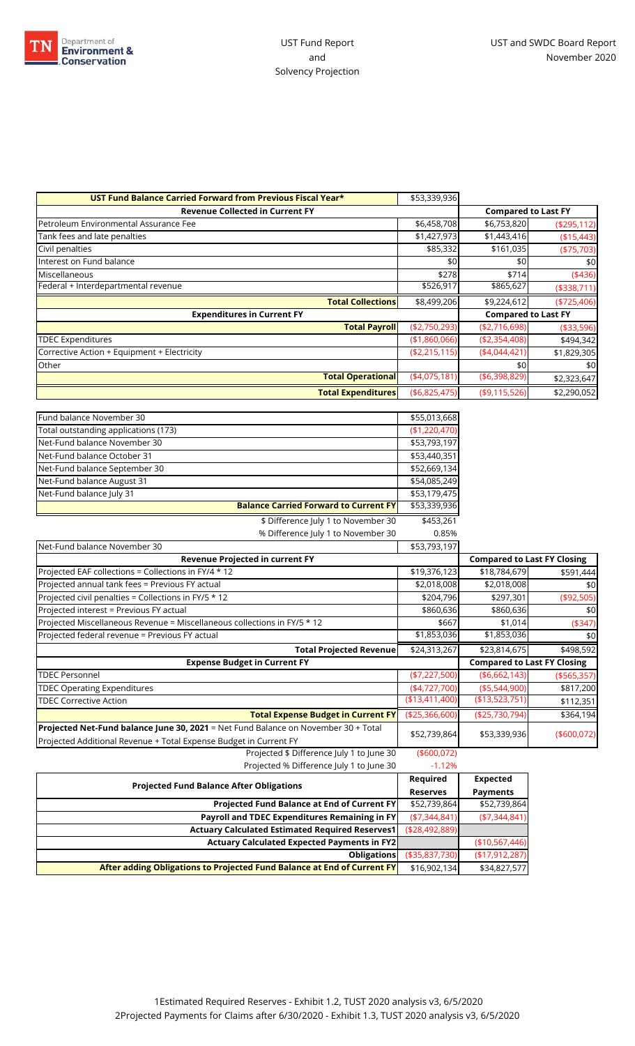Department of Environment & Conservation

UST Fund Report
and
Solvency Projection

UST and SWDC Board Report
November 2020

| UST Fund Balance Carried Forward from Previous Fiscal Year* | $53,339,936 | | |
|---|---|---|---|
| **Revenue Collected in Current FY** | | **Compared to Last FY** | |
| Petroleum Environmental Assurance Fee | $6,458,708 | $6,753,820 | ($295,112) |
| Tank fees and late penalties | $1,427,973 | $1,443,416 | ($15,443) |
| Civil penalties | $85,332 | $161,035 | ($75,703) |
| Interest on Fund balance | $0 | $0 | $0 |
| Miscellaneous | $278 | $714 | ($436) |
| Federal + Interdepartmental revenue | $526,917 | $865,627 | ($338,711) |
| **Total Collections** | $8,499,206 | $9,224,612 | ($725,406) |
| **Expenditures in Current FY** | | **Compared to Last FY** | |
| **Total Payroll** | ($2,750,293) | ($2,716,698) | ($33,596) |
| TDEC Expenditures | ($1,860,066) | ($2,354,408) | $494,342 |
| Corrective Action + Equipment + Electricity | ($2,215,115) | ($4,044,421) | $1,829,305 |
| Other | | $0 | $0 |
| **Total Operational** | ($4,075,181) | ($6,398,829) | $2,323,647 |
| **Total Expenditures** | ($6,825,475) | ($9,115,526) | $2,290,052 |

| | |
|---|---|
| Fund balance November 30 | $55,013,668 |
| Total outstanding applications (173) | ($1,220,470) |
| Net-Fund balance November 30 | $53,793,197 |
| Net-Fund balance October 31 | $53,440,351 |
| Net-Fund balance September 30 | $52,669,134 |
| Net-Fund balance August 31 | $54,085,249 |
| Net-Fund balance July 31 | $53,179,475 |
| **Balance Carried Forward to Current FY** | $53,339,936 |
| $ Difference July 1 to November 30 | $453,261 |
| % Difference July 1 to November 30 | 0.85% |

| Net-Fund balance November 30 | $53,793,197 | | |
|---|---|---|---|
| **Revenue Projected in current FY** | | **Compared to Last FY Closing** | |
| Projected EAF collections = Collections in FY/4 * 12 | $19,376,123 | $18,784,679 | $591,444 |
| Projected annual tank fees = Previous FY actual | $2,018,008 | $2,018,008 | $0 |
| Projected civil penalties = Collections in FY/5 * 12 | $204,796 | $297,301 | ($92,505) |
| Projected interest = Previous FY actual | $860,636 | $860,636 | $0 |
| Projected Miscellaneous Revenue = Miscellaneous collections in FY/5 * 12 | $667 | $1,014 | ($347) |
| Projected federal revenue = Previous FY actual | $1,853,036 | $1,853,036 | $0 |
| **Total Projected Revenue** | $24,313,267 | $23,814,675 | $498,592 |
| **Expense Budget in Current FY** | | **Compared to Last FY Closing** | |
| TDEC Personnel | ($7,227,500) | ($6,662,143) | ($565,357) |
| TDEC Operating Expenditures | ($4,727,700) | ($5,544,900) | $817,200 |
| TDEC Corrective Action | ($13,411,400) | ($13,523,751) | $112,351 |
| **Total Expense Budget in Current FY** | ($25,366,600) | ($25,730,794) | $364,194 |
| **Projected Net-Fund balance June 30, 2021** = Net Fund Balance on November 30 + Total Projected Additional Revenue + Total Expense Budget in Current FY | $52,739,864 | $53,339,936 | ($600,072) |
| Projected $ Difference July 1 to June 30 | ($600,072) | | |
| Projected % Difference July 1 to June 30 | -1.12% | | |

| Projected Fund Balance After Obligations | Required Reserves | Expected Payments |
|---|---|---|
| **Projected Fund Balance at End of Current FY** | $52,739,864 | $52,739,864 |
| **Payroll and TDEC Expenditures Remaining in FY** | ($7,344,841) | ($7,344,841) |
| **Actuary Calculated Estimated Required Reserves1** | ($28,492,889) | |
| **Actuary Calculated Expected Payments in FY2** | | ($10,567,446) |
| **Obligations** | ($35,837,730) | ($17,912,287) |
| **After adding Obligations to Projected Fund Balance at End of Current FY** | $16,902,134 | $34,827,577 |

1Estimated Required Reserves - Exhibit 1.2, TUST 2020 analysis v3, 6/5/2020
2Projected Payments for Claims after 6/30/2020 - Exhibit 1.3, TUST 2020 analysis v3, 6/5/2020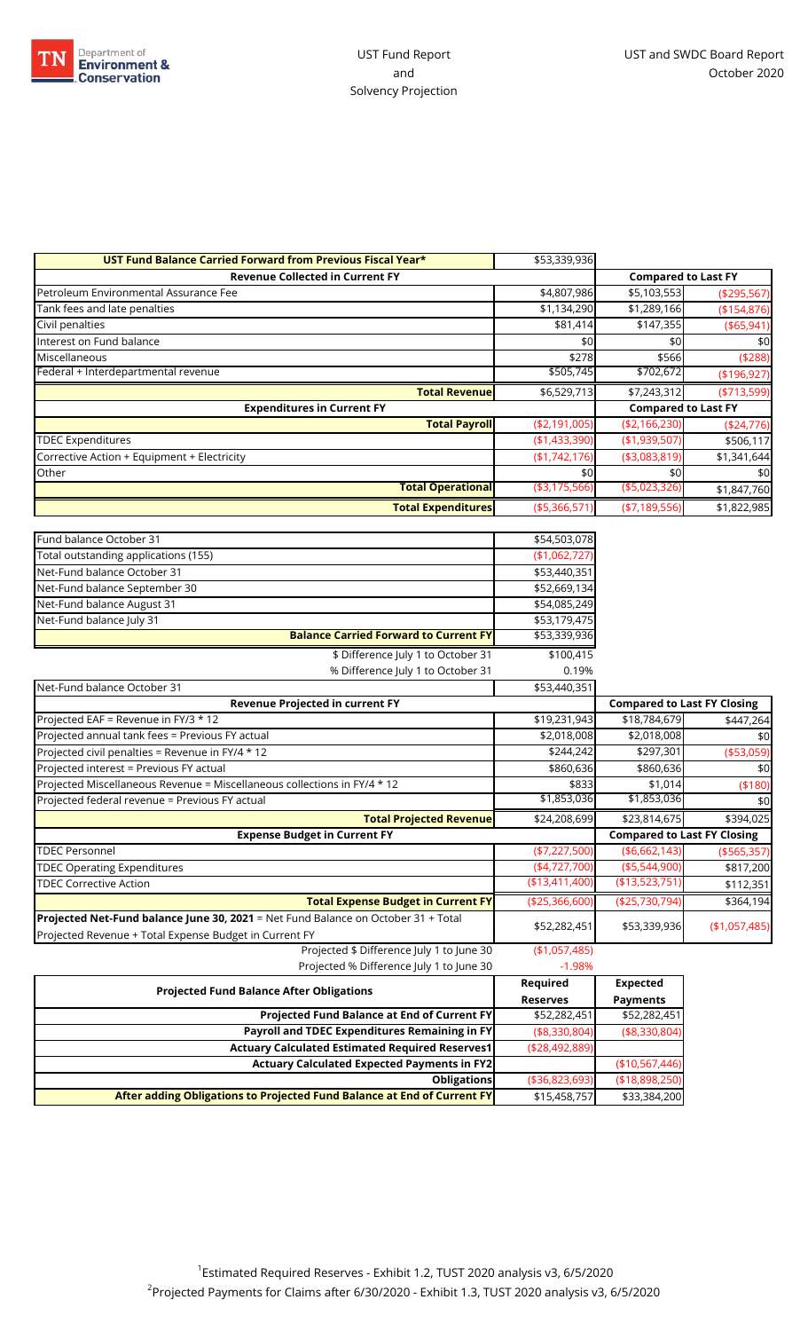UST Fund Report and Solvency Projection

UST and SWDC Board Report
October 2020

| UST Fund Balance Carried Forward from Previous Fiscal Year* | $53,339,936 | | |
|---|---|---|---|
| **Revenue Collected in Current FY** | | **Compared to Last FY** | |
| Petroleum Environmental Assurance Fee | $4,807,986 | $5,103,553 | ($295,567) |
| Tank fees and late penalties | $1,134,290 | $1,289,166 | ($154,876) |
| Civil penalties | $81,414 | $147,355 | ($65,941) |
| Interest on Fund balance | $0 | $0 | $0 |
| Miscellaneous | $278 | $566 | ($288) |
| Federal + Interdepartmental revenue | $505,745 | $702,672 | ($196,927) |
| **Total Revenue** | $6,529,713 | $7,243,312 | ($713,599) |
| **Expenditures in Current FY** | | **Compared to Last FY** | |
| **Total Payroll** | ($2,191,005) | ($2,166,230) | ($24,776) |
| TDEC Expenditures | ($1,433,390) | ($1,939,507) | $506,117 |
| Corrective Action + Equipment + Electricity | ($1,742,176) | ($3,083,819) | $1,341,644 |
| Other | $0 | $0 | $0 |
| **Total Operational** | ($3,175,566) | ($5,023,326) | $1,847,760 |
| **Total Expenditures** | ($5,366,571) | ($7,189,556) | $1,822,985 |

| | | | |
|---|---|---|---|
| Fund balance October 31 | $54,503,078 | | |
| Total outstanding applications (155) | ($1,062,727) | | |
| Net-Fund balance October 31 | $53,440,351 | | |
| Net-Fund balance September 30 | $52,669,134 | | |
| Net-Fund balance August 31 | $54,085,249 | | |
| Net-Fund balance July 31 | $53,179,475 | | |
| **Balance Carried Forward to Current FY** | $53,339,936 | | |
| $ Difference July 1 to October 31 | $100,415 | | |
| % Difference July 1 to October 31 | 0.19% | | |
| Net-Fund balance October 31 | $53,440,351 | | |
| **Revenue Projected in current FY** | | **Compared to Last FY Closing** | |
| Projected EAF = Revenue in FY/3 * 12 | $19,231,943 | $18,784,679 | $447,264 |
| Projected annual tank fees = Previous FY actual | $2,018,008 | $2,018,008 | $0 |
| Projected civil penalties = Revenue in FY/4 * 12 | $244,242 | $297,301 | ($53,059) |
| Projected interest = Previous FY actual | $860,636 | $860,636 | $0 |
| Projected Miscellaneous Revenue = Miscellaneous collections in FY/4 * 12 | $833 | $1,014 | ($180) |
| Projected federal revenue = Previous FY actual | $1,853,036 | $1,853,036 | $0 |
| **Total Projected Revenue** | $24,208,699 | $23,814,675 | $394,025 |
| **Expense Budget in Current FY** | | **Compared to Last FY Closing** | |
| TDEC Personnel | ($7,227,500) | ($6,662,143) | ($565,357) |
| TDEC Operating Expenditures | ($4,727,700) | ($5,544,900) | $817,200 |
| TDEC Corrective Action | ($13,411,400) | ($13,523,751) | $112,351 |
| **Total Expense Budget in Current FY** | ($25,366,600) | ($25,730,794) | $364,194 |
| **Projected Net-Fund balance June 30, 2021** = Net Fund Balance on October 31 + Total Projected Revenue + Total Expense Budget in Current FY | $52,282,451 | $53,339,936 | ($1,057,485) |
| Projected $ Difference July 1 to June 30 | ($1,057,485) | | |
| Projected % Difference July 1 to June 30 | -1.98% | | |

| Projected Fund Balance After Obligations | Required Reserves | Expected Payments |
|---|---|---|
| **Projected Fund Balance at End of Current FY** | $52,282,451 | $52,282,451 |
| **Payroll and TDEC Expenditures Remaining in FY** | ($8,330,804) | ($8,330,804) |
| **Actuary Calculated Estimated Required Reserves[1]** | ($28,492,889) | |
| **Actuary Calculated Expected Payments in FY[2]** | | ($10,567,446) |
| **Obligations** | ($36,823,693) | ($18,898,250) |
| **After adding Obligations to Projected Fund Balance at End of Current FY** | $15,458,757 | $33,384,200 |

[1]Estimated Required Reserves - Exhibit 1.2, TUST 2020 analysis v3, 6/5/2020
[2]Projected Payments for Claims after 6/30/2020 - Exhibit 1.3, TUST 2020 analysis v3, 6/5/2020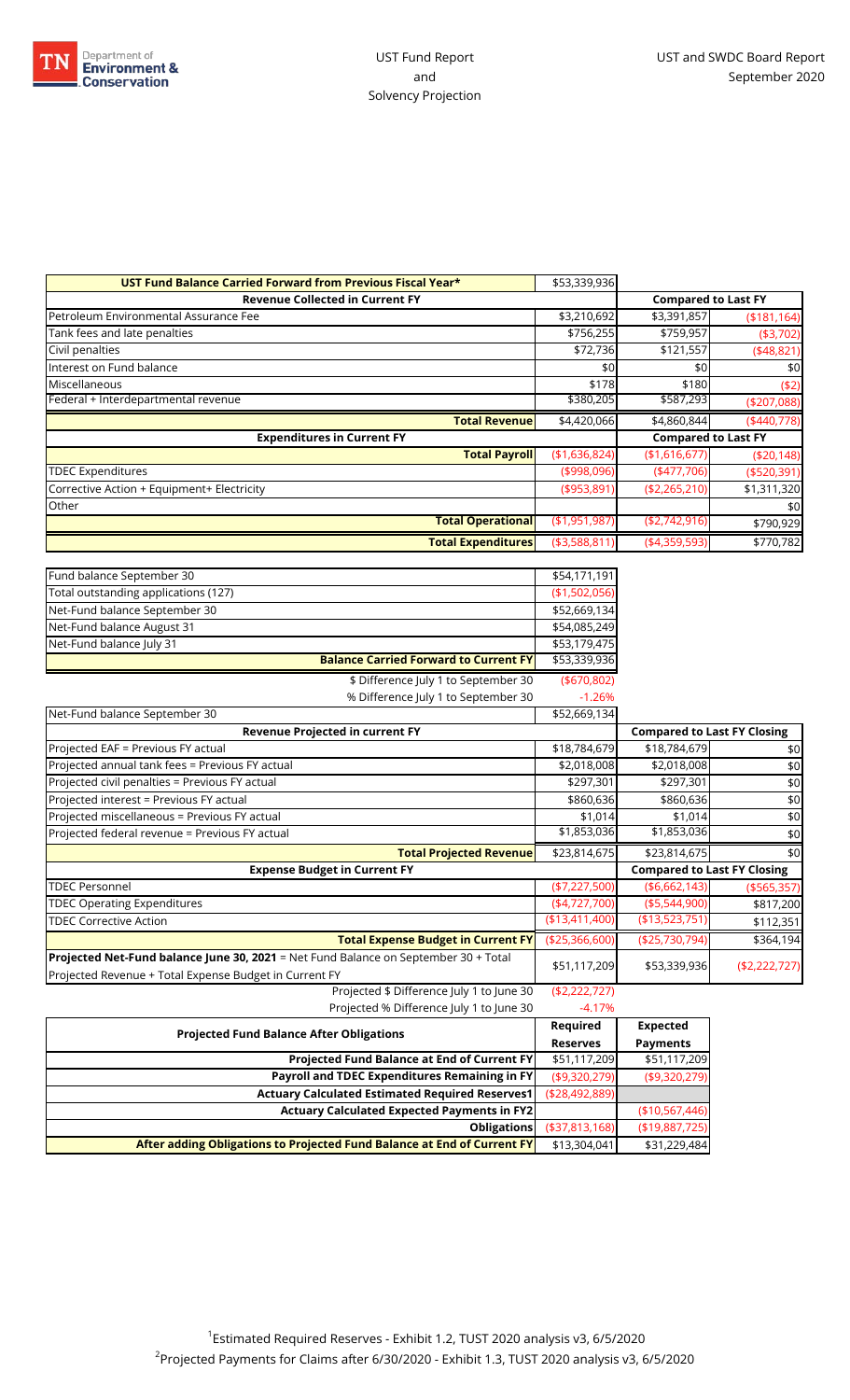# UST Fund Report and Solvency Projection

UST and SWDC Board Report September 2020

| UST Fund Balance Carried Forward from Previous Fiscal Year* | $53,339,936 | | |
|---|---|---|---|
| **Revenue Collected in Current FY** | | **Compared to Last FY** | |
| Petroleum Environmental Assurance Fee | $3,210,692 | $3,391,857 | ($181,164) |
| Tank fees and late penalties | $756,255 | $759,957 | ($3,702) |
| Civil penalties | $72,736 | $121,557 | ($48,821) |
| Interest on Fund balance | $0 | $0 | $0 |
| Miscellaneous | $178 | $180 | ($2) |
| Federal + Interdepartmental revenue | $380,205 | $587,293 | ($207,088) |
| **Total Revenue** | $4,420,066 | $4,860,844 | ($440,778) |
| **Expenditures in Current FY** | | **Compared to Last FY** | |
| **Total Payroll** | ($1,636,824) | ($1,616,677) | ($20,148) |
| TDEC Expenditures | ($998,096) | ($477,706) | ($520,391) |
| Corrective Action + Equipment+ Electricity | ($953,891) | ($2,265,210) | $1,311,320 |
| Other | | | $0 |
| **Total Operational** | ($1,951,987) | ($2,742,916) | $790,929 |
| **Total Expenditures** | ($3,588,811) | ($4,359,593) | $770,782 |

| | | | |
|---|---|---|---|
| Fund balance September 30 | $54,171,191 | | |
| Total outstanding applications (127) | ($1,502,056) | | |
| Net-Fund balance September 30 | $52,669,134 | | |
| Net-Fund balance August 31 | $54,085,249 | | |
| Net-Fund balance July 31 | $53,179,475 | | |
| **Balance Carried Forward to Current FY** | $53,339,936 | | |
| $ Difference July 1 to September 30 | ($670,802) | | |
| % Difference July 1 to September 30 | -1.26% | | |
| Net-Fund balance September 30 | $52,669,134 | | |
| **Revenue Projected in current FY** | | **Compared to Last FY Closing** | |
| Projected EAF = Previous FY actual | $18,784,679 | $18,784,679 | $0 |
| Projected annual tank fees = Previous FY actual | $2,018,008 | $2,018,008 | $0 |
| Projected civil penalties = Previous FY actual | $297,301 | $297,301 | $0 |
| Projected interest = Previous FY actual | $860,636 | $860,636 | $0 |
| Projected miscellaneous = Previous FY actual | $1,014 | $1,014 | $0 |
| Projected federal revenue = Previous FY actual | $1,853,036 | $1,853,036 | $0 |
| **Total Projected Revenue** | $23,814,675 | $23,814,675 | $0 |
| **Expense Budget in Current FY** | | **Compared to Last FY Closing** | |
| TDEC Personnel | ($7,227,500) | ($6,662,143) | ($565,357) |
| TDEC Operating Expenditures | ($4,727,700) | ($5,544,900) | $817,200 |
| TDEC Corrective Action | ($13,411,400) | ($13,523,751) | $112,351 |
| **Total Expense Budget in Current FY** | ($25,366,600) | ($25,730,794) | $364,194 |
| **Projected Net-Fund balance June 30, 2021** = Net Fund Balance on September 30 + Total Projected Revenue + Total Expense Budget in Current FY | $51,117,209 | $53,339,936 | ($2,222,727) |
| Projected $ Difference July 1 to June 30 | ($2,222,727) | | |
| Projected % Difference July 1 to June 30 | -4.17% | | |

| Projected Fund Balance After Obligations | Required Reserves | Expected Payments |
|---|---|---|
| **Projected Fund Balance at End of Current FY** | $51,117,209 | $51,117,209 |
| **Payroll and TDEC Expenditures Remaining in FY** | ($9,320,279) | ($9,320,279) |
| **Actuary Calculated Estimated Required Reserves1** | ($28,492,889) | |
| **Actuary Calculated Expected Payments in FY2** | | ($10,567,446) |
| **Obligations** | ($37,813,168) | ($19,887,725) |
| **After adding Obligations to Projected Fund Balance at End of Current FY** | $13,304,041 | $31,229,484 |

[1] Estimated Required Reserves - Exhibit 1.2, TUST 2020 analysis v3, 6/5/2020

[2] Projected Payments for Claims after 6/30/2020 - Exhibit 1.3, TUST 2020 analysis v3, 6/5/2020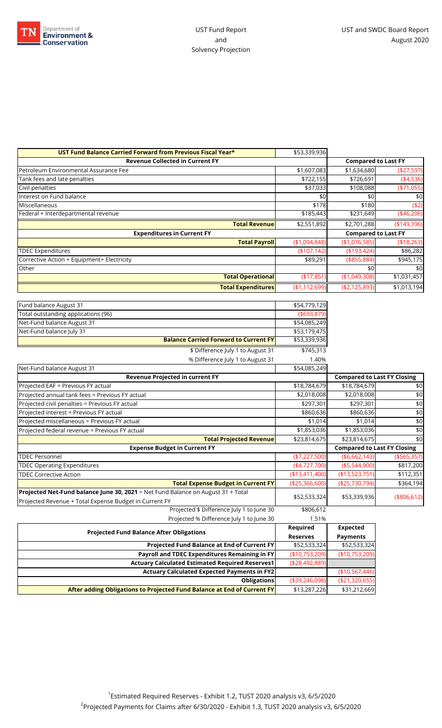# UST Fund Report and Solvency Projection

UST and SWDC Board Report
August 2020

| UST Fund Balance Carried Forward from Previous Fiscal Year* | $53,339,936 | | |
|---|---|---|---|
| **Revenue Collected in Current FY** | | **Compared to Last FY** | |
| Petroleum Environmental Assurance Fee | $1,607,083 | $1,634,680 | ($27,597) |
| Tank fees and late penalties | $722,155 | $726,691 | ($4,536) |
| Civil penalties | $37,033 | $108,088 | ($71,055) |
| Interest on Fund balance | $0 | $0 | $0 |
| Miscellaneous | $178 | $180 | ($2) |
| Federal + Interdepartmental revenue | $185,443 | $231,649 | ($46,206) |
| **Total Revenue** | $2,551,892 | $2,701,288 | ($149,396) |
| **Expenditures in Current FY** | | **Compared to Last FY** | |
| **Total Payroll** | ($1,094,848) | ($1,076,585) | ($18,263) |
| TDEC Expenditures | ($107,142) | ($193,424) | $86,282 |
| Corrective Action + Equipment+ Electricity | $89,291 | ($855,884) | $945,175 |
| Other | | $0 | $0 |
| **Total Operational** | ($17,851) | ($1,049,308) | $1,031,457 |
| **Total Expenditures** | ($1,112,699) | ($2,125,893) | $1,013,194 |

| Fund balance August 31 | $54,779,129 | | |
|---|---|---|---|
| Total outstanding applications (96) | ($693,879) | | |
| Net-Fund balance August 31 | $54,085,249 | | |
| Net-Fund balance July 31 | $53,179,475 | | |
| **Balance Carried Forward to Current FY** | $53,339,936 | | |
| $ Difference July 1 to August 31 | $745,313 | | |
| % Difference July 1 to August 31 | 1.40% | | |
| Net-Fund balance August 31 | $54,085,249 | | |
| **Revenue Projected in current FY** | | **Compared to Last FY Closing** | |
| Projected EAF = Previous FY actual | $18,784,679 | $18,784,679 | $0 |
| Projected annual tank fees = Previous FY actual | $2,018,008 | $2,018,008 | $0 |
| Projected civil penalties = Previous FY actual | $297,301 | $297,301 | $0 |
| Projected interest = Previous FY actual | $860,636 | $860,636 | $0 |
| Projected miscellaneous = Previous FY actual | $1,014 | $1,014 | $0 |
| Projected federal revenue = Previous FY actual | $1,853,036 | $1,853,036 | $0 |
| **Total Projected Revenue** | $23,814,675 | $23,814,675 | $0 |
| **Expense Budget in Current FY** | | **Compared to Last FY Closing** | |
| TDEC Personnel | ($7,227,500) | ($6,662,143) | ($565,357) |
| TDEC Operating Expenditures | ($4,727,700) | ($5,544,900) | $817,200 |
| TDEC Corrective Action | ($13,411,400) | ($13,523,751) | $112,351 |
| **Total Expense Budget in Current FY** | ($25,366,600) | ($25,730,794) | $364,194 |
| **Projected Net-Fund balance June 30, 2021** = Net Fund Balance on August 31 + Total Projected Revenue + Total Expense Budget in Current FY | $52,533,324 | $53,339,936 | ($806,612) |
| Projected $ Difference July 1 to June 30 | $806,612 | | |
| Projected % Difference July 1 to June 30 | 1.51% | | |

| Projected Fund Balance After Obligations | Required Reserves | Expected Payments |
|---|---|---|
| Projected Fund Balance at End of Current FY | $52,533,324 | $52,533,324 |
| Payroll and TDEC Expenditures Remaining in FY | ($10,753,209) | ($10,753,209) |
| Actuary Calculated Estimated Required Reserves[1] | ($28,492,889) | |
| Actuary Calculated Expected Payments in FY[2] | | ($10,567,446) |
| Obligations | ($39,246,098) | ($21,320,655) |
| After adding Obligations to Projected Fund Balance at End of Current FY | $13,287,226 | $31,212,669 |

[1]Estimated Required Reserves - Exhibit 1.2, TUST 2020 analysis v3, 6/5/2020

[2]Projected Payments for Claims after 6/30/2020 - Exhibit 1.3, TUST 2020 analysis v3, 6/5/2020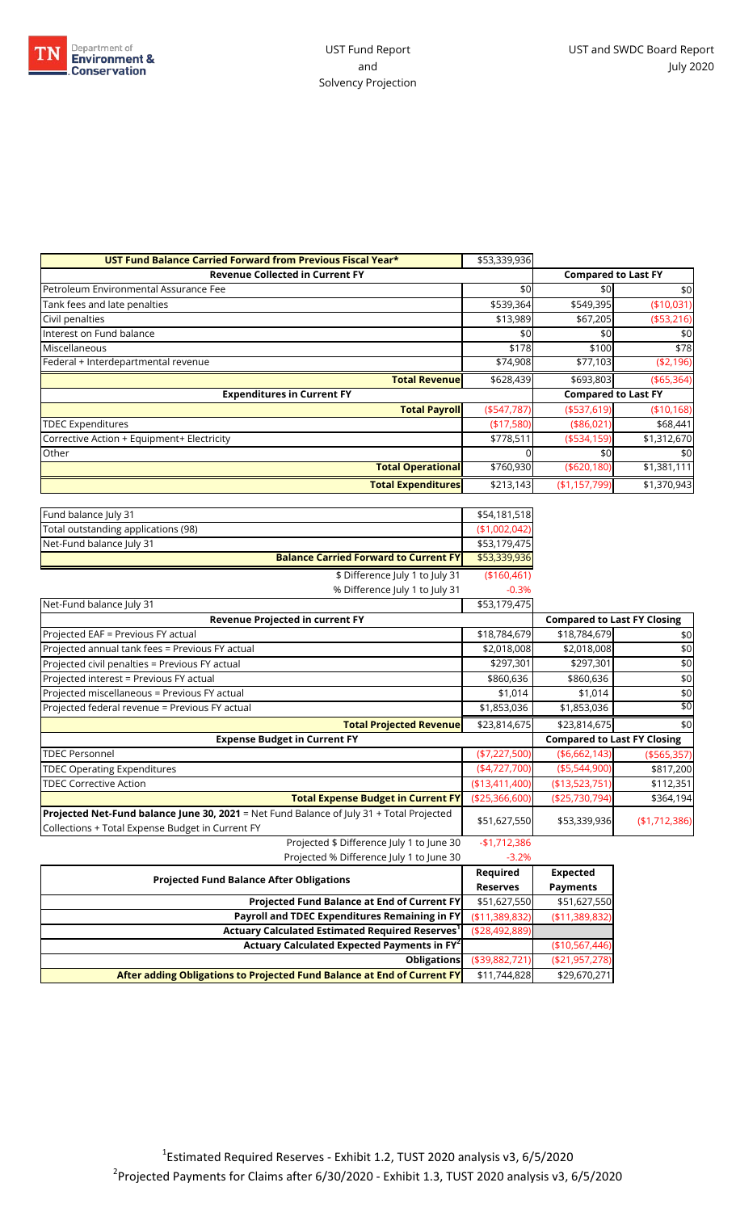UST Fund Report
and
Solvency Projection

UST and SWDC Board Report
July 2020

| UST Fund Balance Carried Forward from Previous Fiscal Year* | $53,339,936 | | |
|---|---|---|---|
| **Revenue Collected in Current FY** | | **Compared to Last FY** | |
| Petroleum Environmental Assurance Fee | $0 | $0 | $0 |
| Tank fees and late penalties | $539,364 | $549,395 | ($10,031) |
| Civil penalties | $13,989 | $67,205 | ($53,216) |
| Interest on Fund balance | $0 | $0 | $0 |
| Miscellaneous | $178 | $100 | $78 |
| Federal + Interdepartmental revenue | $74,908 | $77,103 | ($2,196) |
| **Total Revenue** | $628,439 | $693,803 | ($65,364) |
| **Expenditures in Current FY** | | **Compared to Last FY** | |
| **Total Payroll** | ($547,787) | ($537,619) | ($10,168) |
| TDEC Expenditures | ($17,580) | ($86,021) | $68,441 |
| Corrective Action + Equipment+ Electricity | $778,511 | ($534,159) | $1,312,670 |
| Other | 0 | $0 | $0 |
| **Total Operational** | $760,930 | ($620,180) | $1,381,111 |
| **Total Expenditures** | $213,143 | ($1,157,799) | $1,370,943 |

| | |
|---|---|
| Fund balance July 31 | $54,181,518 |
| Total outstanding applications (98) | ($1,002,042) |
| Net-Fund balance July 31 | $53,179,475 |
| **Balance Carried Forward to Current FY** | $53,339,936 |
| $ Difference July 1 to July 31 | ($160,461) |
| % Difference July 1 to July 31 | -0.3% |

| Net-Fund balance July 31 | $53,179,475 | | |
|---|---|---|---|
| **Revenue Projected in current FY** | | **Compared to Last FY Closing** | |
| Projected EAF = Previous FY actual | $18,784,679 | $18,784,679 | $0 |
| Projected annual tank fees = Previous FY actual | $2,018,008 | $2,018,008 | $0 |
| Projected civil penalties = Previous FY actual | $297,301 | $297,301 | $0 |
| Projected interest = Previous FY actual | $860,636 | $860,636 | $0 |
| Projected miscellaneous = Previous FY actual | $1,014 | $1,014 | $0 |
| Projected federal revenue = Previous FY actual | $1,853,036 | $1,853,036 | $0 |
| **Total Projected Revenue** | $23,814,675 | $23,814,675 | $0 |
| **Expense Budget in Current FY** | | **Compared to Last FY Closing** | |
| TDEC Personnel | ($7,227,500) | ($6,662,143) | ($565,357) |
| TDEC Operating Expenditures | ($4,727,700) | ($5,544,900) | $817,200 |
| TDEC Corrective Action | ($13,411,400) | ($13,523,751) | $112,351 |
| **Total Expense Budget in Current FY** | ($25,366,600) | ($25,730,794) | $364,194 |
| **Projected Net-Fund balance June 30, 2021** = Net Fund Balance of July 31 + Total Projected Collections + Total Expense Budget in Current FY | $51,627,550 | $53,339,936 | ($1,712,386) |
| Projected $ Difference July 1 to June 30 | -$1,712,386 | | |
| Projected % Difference July 1 to June 30 | -3.2% | | |

| Projected Fund Balance After Obligations | Required Reserves | Expected Payments |
|---|---|---|
| **Projected Fund Balance at End of Current FY** | $51,627,550 | $51,627,550 |
| **Payroll and TDEC Expenditures Remaining in FY** | ($11,389,832) | ($11,389,832) |
| **Actuary Calculated Estimated Required Reserves[1]** | ($28,492,889) | |
| **Actuary Calculated Expected Payments in FY[2]** | | ($10,567,446) |
| **Obligations** | ($39,882,721) | ($21,957,278) |
| **After adding Obligations to Projected Fund Balance at End of Current FY** | $11,744,828 | $29,670,271 |

[1]Estimated Required Reserves - Exhibit 1.2, TUST 2020 analysis v3, 6/5/2020

[2]Projected Payments for Claims after 6/30/2020 - Exhibit 1.3, TUST 2020 analysis v3, 6/5/2020